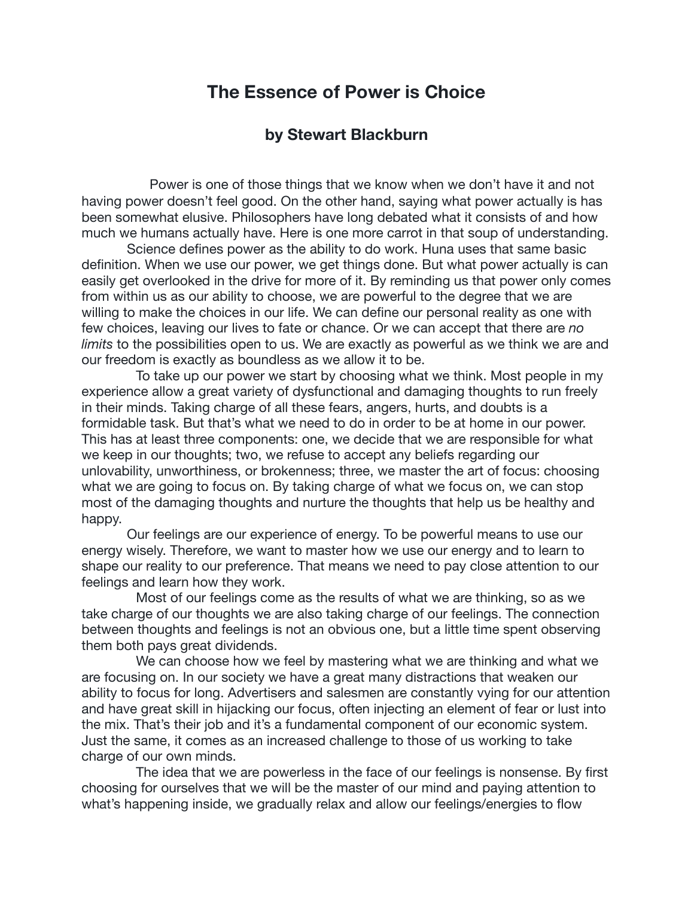# The Essence of Power is Choice

## by Stewart Blackburn

Power is one of those things that we know when we don't have it and not having power doesn't feel good. On the other hand, saying what power actually is has been somewhat elusive. Philosophers have long debated what it consists of and how much we humans actually have. Here is one more carrot in that soup of understanding.

Science defines power as the ability to do work. Huna uses that same basic definition. When we use our power, we get things done. But what power actually is can easily get overlooked in the drive for more of it. By reminding us that power only comes from within us as our ability to choose, we are powerful to the degree that we are willing to make the choices in our life. We can define our personal reality as one with few choices, leaving our lives to fate or chance. Or we can accept that there are *no limits* to the possibilities open to us. We are exactly as powerful as we think we are and our freedom is exactly as boundless as we allow it to be.

To take up our power we start by choosing what we think. Most people in my experience allow a great variety of dysfunctional and damaging thoughts to run freely in their minds. Taking charge of all these fears, angers, hurts, and doubts is a formidable task. But that's what we need to do in order to be at home in our power. This has at least three components: one, we decide that we are responsible for what we keep in our thoughts; two, we refuse to accept any beliefs regarding our unlovability, unworthiness, or brokenness; three, we master the art of focus: choosing what we are going to focus on. By taking charge of what we focus on, we can stop most of the damaging thoughts and nurture the thoughts that help us be healthy and happy.

Our feelings are our experience of energy. To be powerful means to use our energy wisely. Therefore, we want to master how we use our energy and to learn to shape our reality to our preference. That means we need to pay close attention to our feelings and learn how they work.

Most of our feelings come as the results of what we are thinking, so as we take charge of our thoughts we are also taking charge of our feelings. The connection between thoughts and feelings is not an obvious one, but a little time spent observing them both pays great dividends.

We can choose how we feel by mastering what we are thinking and what we are focusing on. In our society we have a great many distractions that weaken our ability to focus for long. Advertisers and salesmen are constantly vying for our attention and have great skill in hijacking our focus, often injecting an element of fear or lust into the mix. That's their job and it's a fundamental component of our economic system. Just the same, it comes as an increased challenge to those of us working to take charge of our own minds.

The idea that we are powerless in the face of our feelings is nonsense. By first choosing for ourselves that we will be the master of our mind and paying attention to what's happening inside, we gradually relax and allow our feelings/energies to flow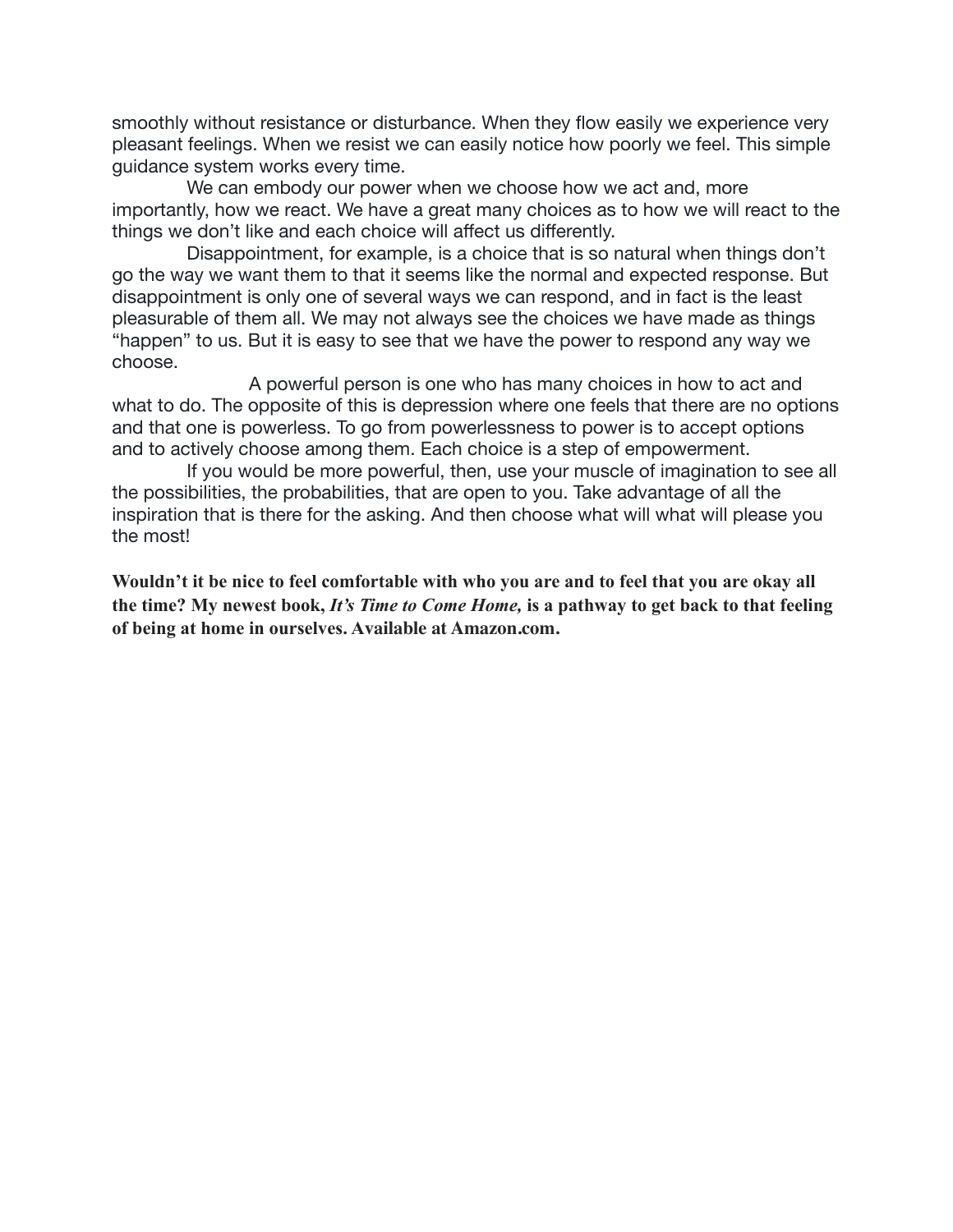smoothly without resistance or disturbance. When they flow easily we experience very pleasant feelings. When we resist we can easily notice how poorly we feel. This simple guidance system works every time.

We can embody our power when we choose how we act and, more importantly, how we react. We have a great many choices as to how we will react to the things we don't like and each choice will affect us differently.

Disappointment, for example, is a choice that is so natural when things don't go the way we want them to that it seems like the normal and expected response. But disappointment is only one of several ways we can respond, and in fact is the least pleasurable of them all. We may not always see the choices we have made as things "happen" to us. But it is easy to see that we have the power to respond any way we choose.

A powerful person is one who has many choices in how to act and what to do. The opposite of this is depression where one feels that there are no options and that one is powerless. To go from powerlessness to power is to accept options and to actively choose among them. Each choice is a step of empowerment.

If you would be more powerful, then, use your muscle of imagination to see all the possibilities, the probabilities, that are open to you. Take advantage of all the inspiration that is there for the asking. And then choose what will what will please you the most!

**Wouldn't it be nice to feel comfortable with who you are and to feel that you are okay all the time? My newest book, *It's Time to Come Home,* is a pathway to get back to that feeling of being at home in ourselves. Available at Amazon.com.**